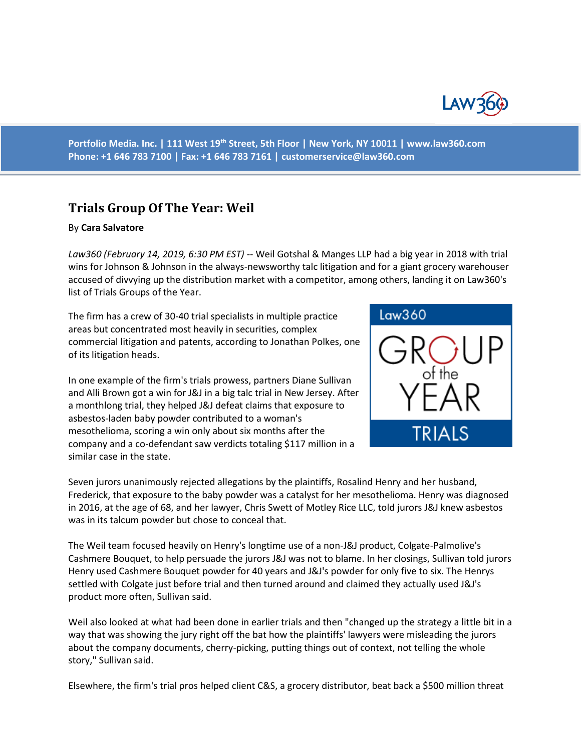Portfolio Media. Inc. | 111 West 19th Street, 5th Floor | New York, NY 10011 | www.law360.com
Phone: +1 646 783 7100 | Fax: +1 646 783 7161 | customerservice@law360.com

# Trials Group Of The Year: Weil

By **Cara Salvatore**

*Law360 (February 14, 2019, 6:30 PM EST)* -- Weil Gotshal & Manges LLP had a big year in 2018 with trial wins for Johnson & Johnson in the always-newsworthy talc litigation and for a giant grocery warehouser accused of divvying up the distribution market with a competitor, among others, landing it on Law360's list of Trials Groups of the Year.

The firm has a crew of 30-40 trial specialists in multiple practice areas but concentrated most heavily in securities, complex commercial litigation and patents, according to Jonathan Polkes, one of its litigation heads.

In one example of the firm's trials prowess, partners Diane Sullivan and Alli Brown got a win for J&J in a big talc trial in New Jersey. After a monthlong trial, they helped J&J defeat claims that exposure to asbestos-laden baby powder contributed to a woman's mesothelioma, scoring a win only about six months after the company and a co-defendant saw verdicts totaling $117 million in a similar case in the state.

Seven jurors unanimously rejected allegations by the plaintiffs, Rosalind Henry and her husband, Frederick, that exposure to the baby powder was a catalyst for her mesothelioma. Henry was diagnosed in 2016, at the age of 68, and her lawyer, Chris Swett of Motley Rice LLC, told jurors J&J knew asbestos was in its talcum powder but chose to conceal that.

The Weil team focused heavily on Henry's longtime use of a non-J&J product, Colgate-Palmolive's Cashmere Bouquet, to help persuade the jurors J&J was not to blame. In her closings, Sullivan told jurors Henry used Cashmere Bouquet powder for 40 years and J&J's powder for only five to six. The Henrys settled with Colgate just before trial and then turned around and claimed they actually used J&J's product more often, Sullivan said.

Weil also looked at what had been done in earlier trials and then "changed up the strategy a little bit in a way that was showing the jury right off the bat how the plaintiffs' lawyers were misleading the jurors about the company documents, cherry-picking, putting things out of context, not telling the whole story," Sullivan said.

Elsewhere, the firm's trial pros helped client C&S, a grocery distributor, beat back a $500 million threat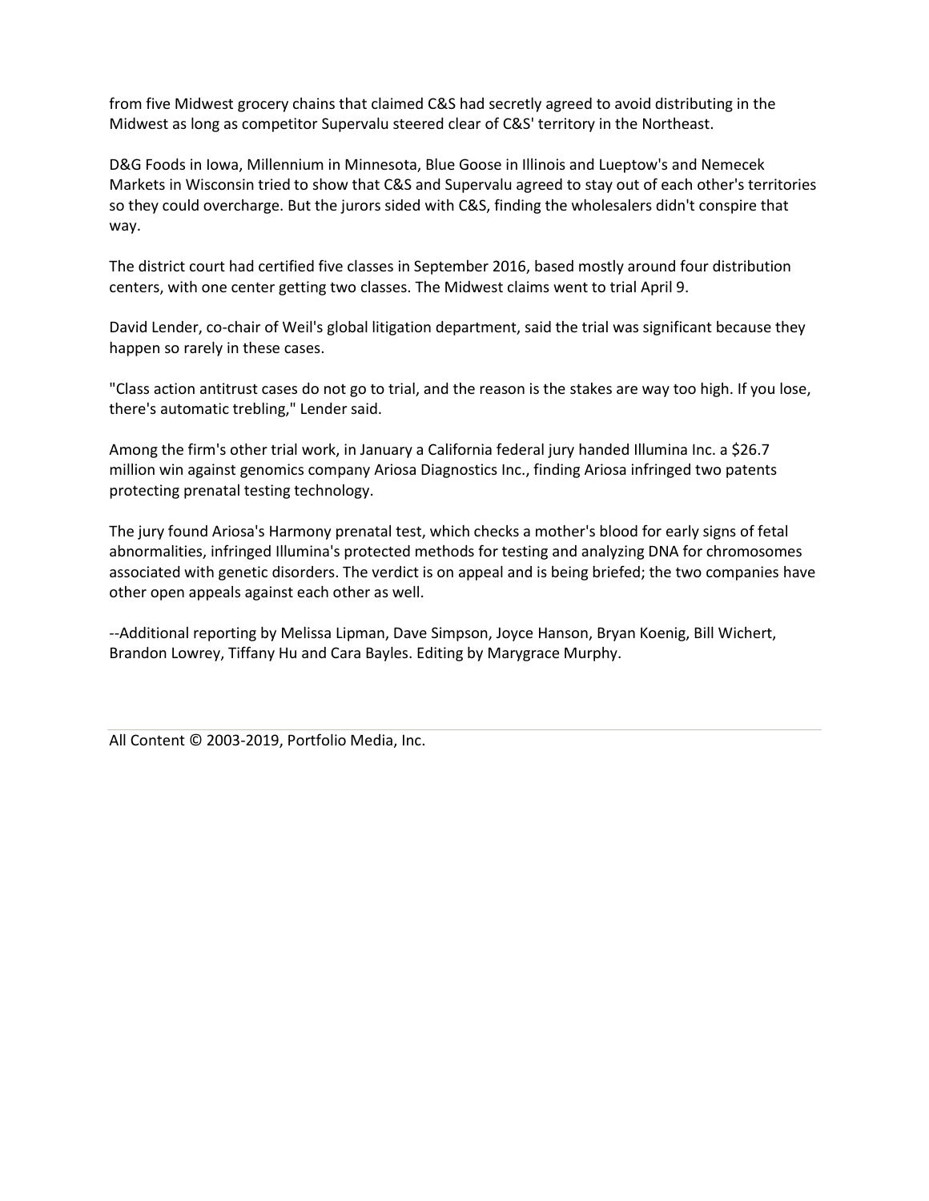from five Midwest grocery chains that claimed C&S had secretly agreed to avoid distributing in the Midwest as long as competitor Supervalu steered clear of C&S' territory in the Northeast.

D&G Foods in Iowa, Millennium in Minnesota, Blue Goose in Illinois and Lueptow's and Nemecek Markets in Wisconsin tried to show that C&S and Supervalu agreed to stay out of each other's territories so they could overcharge. But the jurors sided with C&S, finding the wholesalers didn't conspire that way.

The district court had certified five classes in September 2016, based mostly around four distribution centers, with one center getting two classes. The Midwest claims went to trial April 9.

David Lender, co-chair of Weil's global litigation department, said the trial was significant because they happen so rarely in these cases.

"Class action antitrust cases do not go to trial, and the reason is the stakes are way too high. If you lose, there's automatic trebling," Lender said.

Among the firm's other trial work, in January a California federal jury handed Illumina Inc. a $26.7 million win against genomics company Ariosa Diagnostics Inc., finding Ariosa infringed two patents protecting prenatal testing technology.

The jury found Ariosa's Harmony prenatal test, which checks a mother's blood for early signs of fetal abnormalities, infringed Illumina's protected methods for testing and analyzing DNA for chromosomes associated with genetic disorders. The verdict is on appeal and is being briefed; the two companies have other open appeals against each other as well.

--Additional reporting by Melissa Lipman, Dave Simpson, Joyce Hanson, Bryan Koenig, Bill Wichert, Brandon Lowrey, Tiffany Hu and Cara Bayles. Editing by Marygrace Murphy.

All Content © 2003-2019, Portfolio Media, Inc.